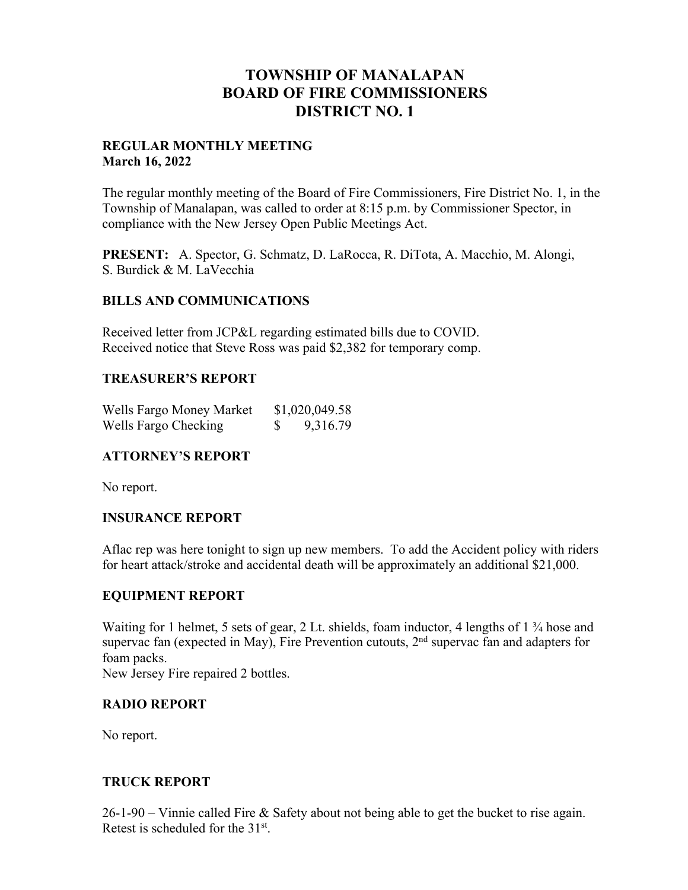# TOWNSHIP OF MANALAPAN
# BOARD OF FIRE COMMISSIONERS
# DISTRICT NO. 1

**REGULAR MONTHLY MEETING**
**March 16, 2022**

The regular monthly meeting of the Board of Fire Commissioners, Fire District No. 1, in the Township of Manalapan, was called to order at 8:15 p.m. by Commissioner Spector, in compliance with the New Jersey Open Public Meetings Act.

**PRESENT:** A. Spector, G. Schmatz, D. LaRocca, R. DiTota, A. Macchio, M. Alongi, S. Burdick & M. LaVecchia

## BILLS AND COMMUNICATIONS

Received letter from JCP&L regarding estimated bills due to COVID.
Received notice that Steve Ross was paid $2,382 for temporary comp.

## TREASURER'S REPORT

| | |
|---|---|
| Wells Fargo Money Market | $1,020,049.58 |
| Wells Fargo Checking | $ 9,316.79 |

## ATTORNEY'S REPORT

No report.

## INSURANCE REPORT

Aflac rep was here tonight to sign up new members. To add the Accident policy with riders for heart attack/stroke and accidental death will be approximately an additional $21,000.

## EQUIPMENT REPORT

Waiting for 1 helmet, 5 sets of gear, 2 Lt. shields, foam inductor, 4 lengths of 1 ¾ hose and supervac fan (expected in May), Fire Prevention cutouts, 2nd supervac fan and adapters for foam packs.
New Jersey Fire repaired 2 bottles.

## RADIO REPORT

No report.

## TRUCK REPORT

26-1-90 – Vinnie called Fire & Safety about not being able to get the bucket to rise again. Retest is scheduled for the 31st.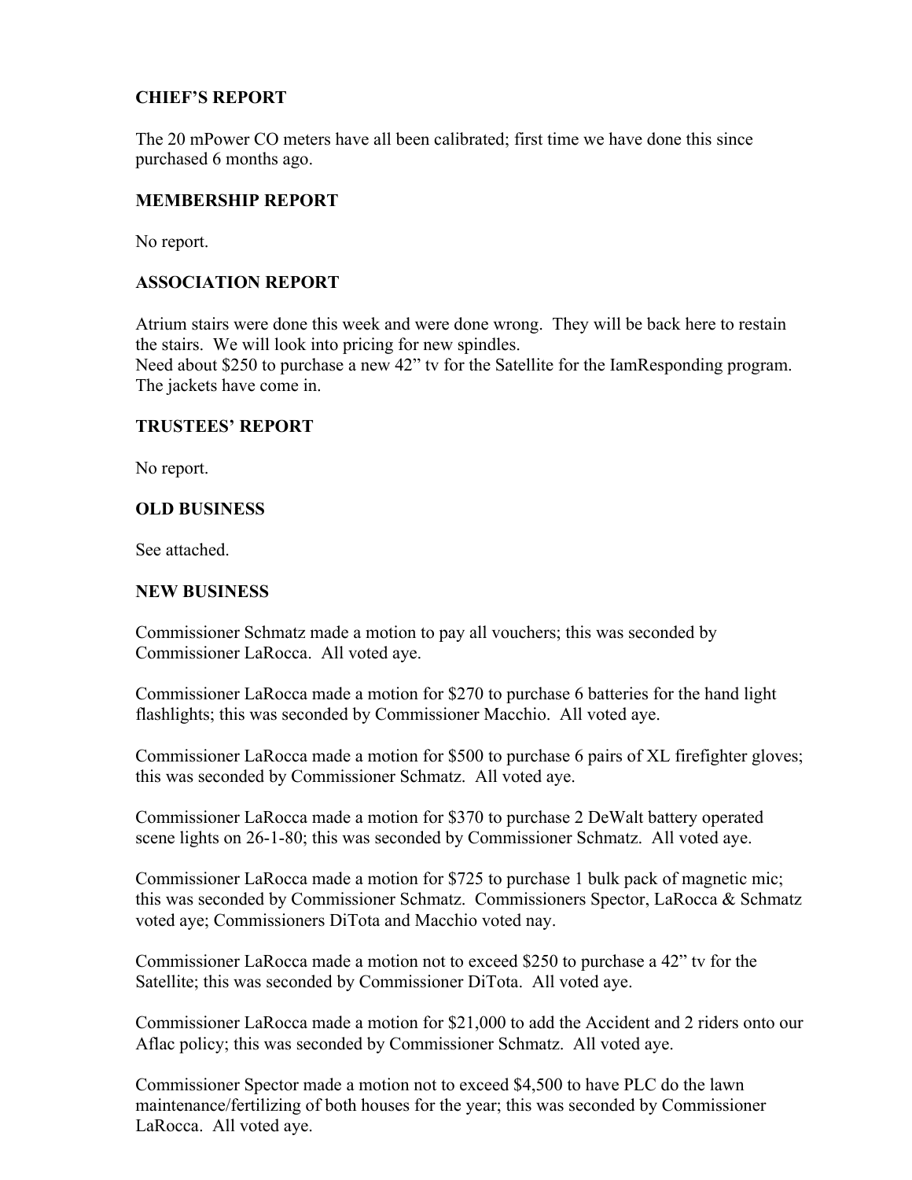## CHIEF'S REPORT

The 20 mPower CO meters have all been calibrated; first time we have done this since purchased 6 months ago.

## MEMBERSHIP REPORT

No report.

## ASSOCIATION REPORT

Atrium stairs were done this week and were done wrong. They will be back here to restain the stairs. We will look into pricing for new spindles.
Need about $250 to purchase a new 42" tv for the Satellite for the IamResponding program.
The jackets have come in.

## TRUSTEES' REPORT

No report.

## OLD BUSINESS

See attached.

## NEW BUSINESS

Commissioner Schmatz made a motion to pay all vouchers; this was seconded by Commissioner LaRocca. All voted aye.

Commissioner LaRocca made a motion for $270 to purchase 6 batteries for the hand light flashlights; this was seconded by Commissioner Macchio. All voted aye.

Commissioner LaRocca made a motion for $500 to purchase 6 pairs of XL firefighter gloves; this was seconded by Commissioner Schmatz. All voted aye.

Commissioner LaRocca made a motion for $370 to purchase 2 DeWalt battery operated scene lights on 26-1-80; this was seconded by Commissioner Schmatz. All voted aye.

Commissioner LaRocca made a motion for $725 to purchase 1 bulk pack of magnetic mic; this was seconded by Commissioner Schmatz. Commissioners Spector, LaRocca & Schmatz voted aye; Commissioners DiTota and Macchio voted nay.

Commissioner LaRocca made a motion not to exceed $250 to purchase a 42" tv for the Satellite; this was seconded by Commissioner DiTota. All voted aye.

Commissioner LaRocca made a motion for $21,000 to add the Accident and 2 riders onto our Aflac policy; this was seconded by Commissioner Schmatz. All voted aye.

Commissioner Spector made a motion not to exceed $4,500 to have PLC do the lawn maintenance/fertilizing of both houses for the year; this was seconded by Commissioner LaRocca. All voted aye.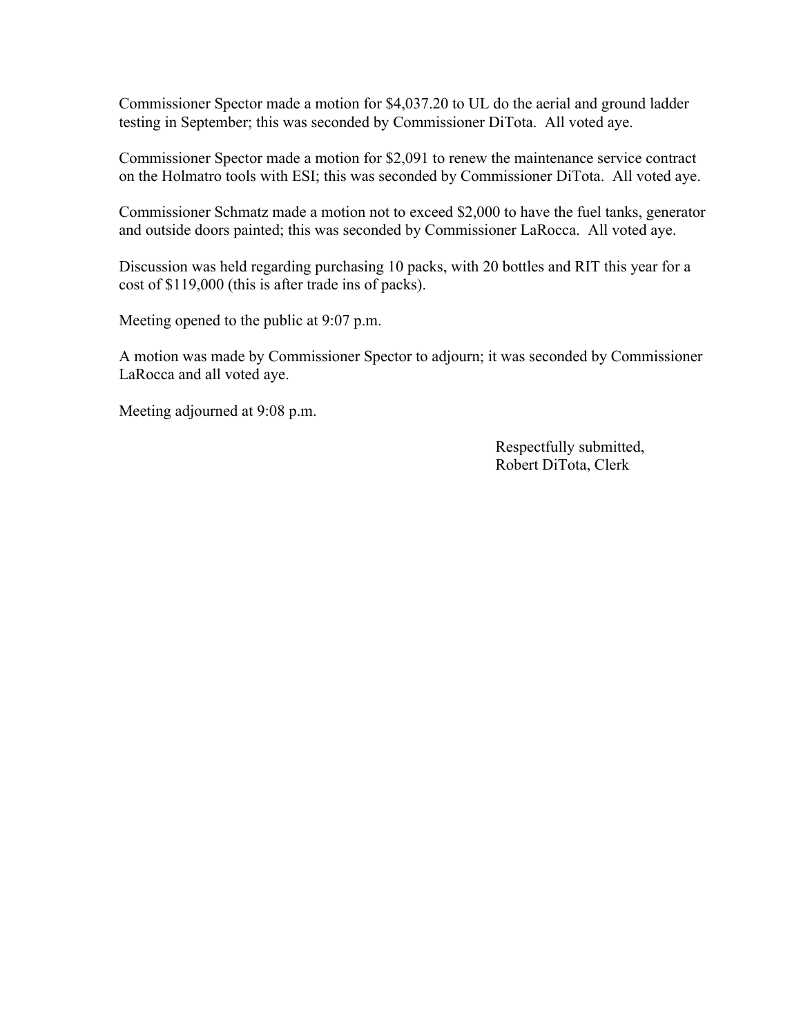Commissioner Spector made a motion for $4,037.20 to UL do the aerial and ground ladder testing in September; this was seconded by Commissioner DiTota. All voted aye.

Commissioner Spector made a motion for $2,091 to renew the maintenance service contract on the Holmatro tools with ESI; this was seconded by Commissioner DiTota. All voted aye.

Commissioner Schmatz made a motion not to exceed $2,000 to have the fuel tanks, generator and outside doors painted; this was seconded by Commissioner LaRocca. All voted aye.

Discussion was held regarding purchasing 10 packs, with 20 bottles and RIT this year for a cost of $119,000 (this is after trade ins of packs).

Meeting opened to the public at 9:07 p.m.

A motion was made by Commissioner Spector to adjourn; it was seconded by Commissioner LaRocca and all voted aye.

Meeting adjourned at 9:08 p.m.

Respectfully submitted,
Robert DiTota, Clerk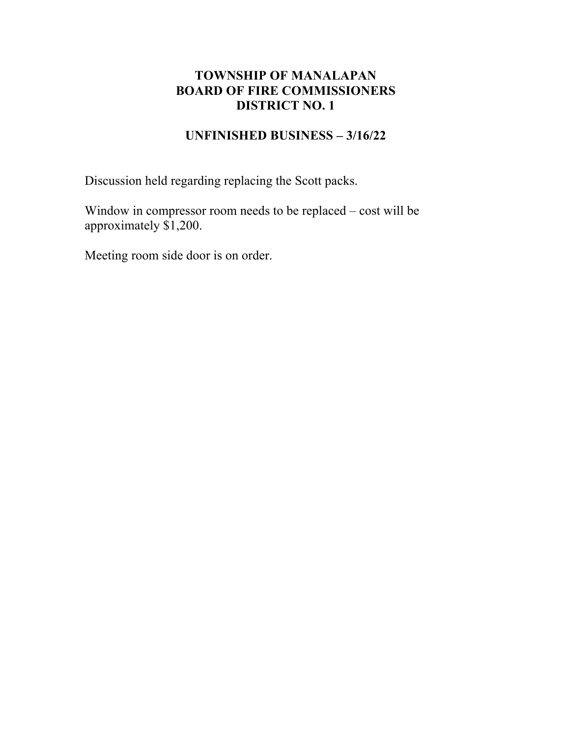# TOWNSHIP OF MANALAPAN
# BOARD OF FIRE COMMISSIONERS
# DISTRICT NO. 1

## UNFINISHED BUSINESS – 3/16/22

Discussion held regarding replacing the Scott packs.

Window in compressor room needs to be replaced – cost will be approximately $1,200.

Meeting room side door is on order.